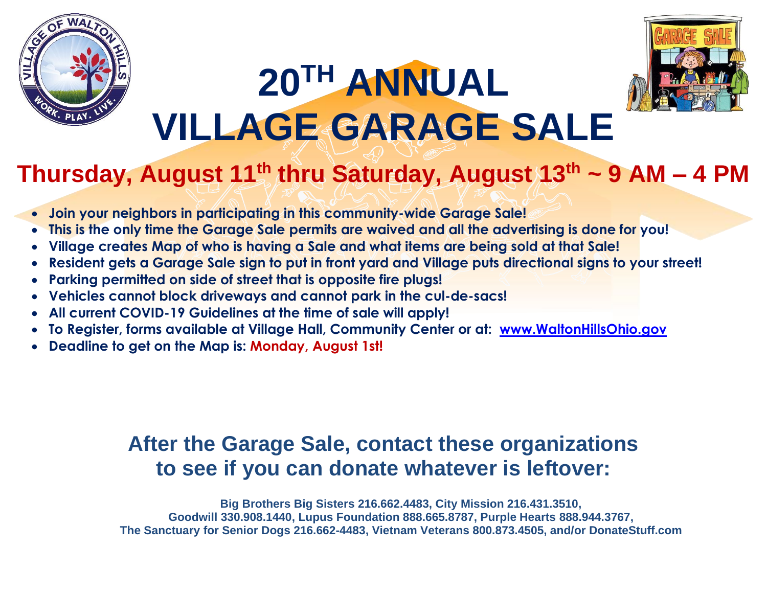# 20[TH] ANNUAL VILLAGE GARAGE SALE

## Thursday, August 11th thru Saturday, August 13th ~ 9 AM – 4 PM

- **Join your neighbors in participating in this community-wide Garage Sale!**
- **This is the only time the Garage Sale permits are waived and all the advertising is done for you!**
- **Village creates Map of who is having a Sale and what items are being sold at that Sale!**
- **Resident gets a Garage Sale sign to put in front yard and Village puts directional signs to your street!**
- **Parking permitted on side of street that is opposite fire plugs!**
- **Vehicles cannot block driveways and cannot park in the cul-de-sacs!**
- **All current COVID-19 Guidelines at the time of sale will apply!**
- **To Register, forms available at Village Hall, Community Center or at: [www.WaltonHillsOhio.gov](http://www.WaltonHillsOhio.gov)**
- **Deadline to get on the Map is: Monday, August 1st!**

## After the Garage Sale, contact these organizations to see if you can donate whatever is leftover:

**Big Brothers Big Sisters 216.662.4483, City Mission 216.431.3510,
Goodwill 330.908.1440, Lupus Foundation 888.665.8787, Purple Hearts 888.944.3767,
The Sanctuary for Senior Dogs 216.662-4483, Vietnam Veterans 800.873.4505, and/or DonateStuff.com**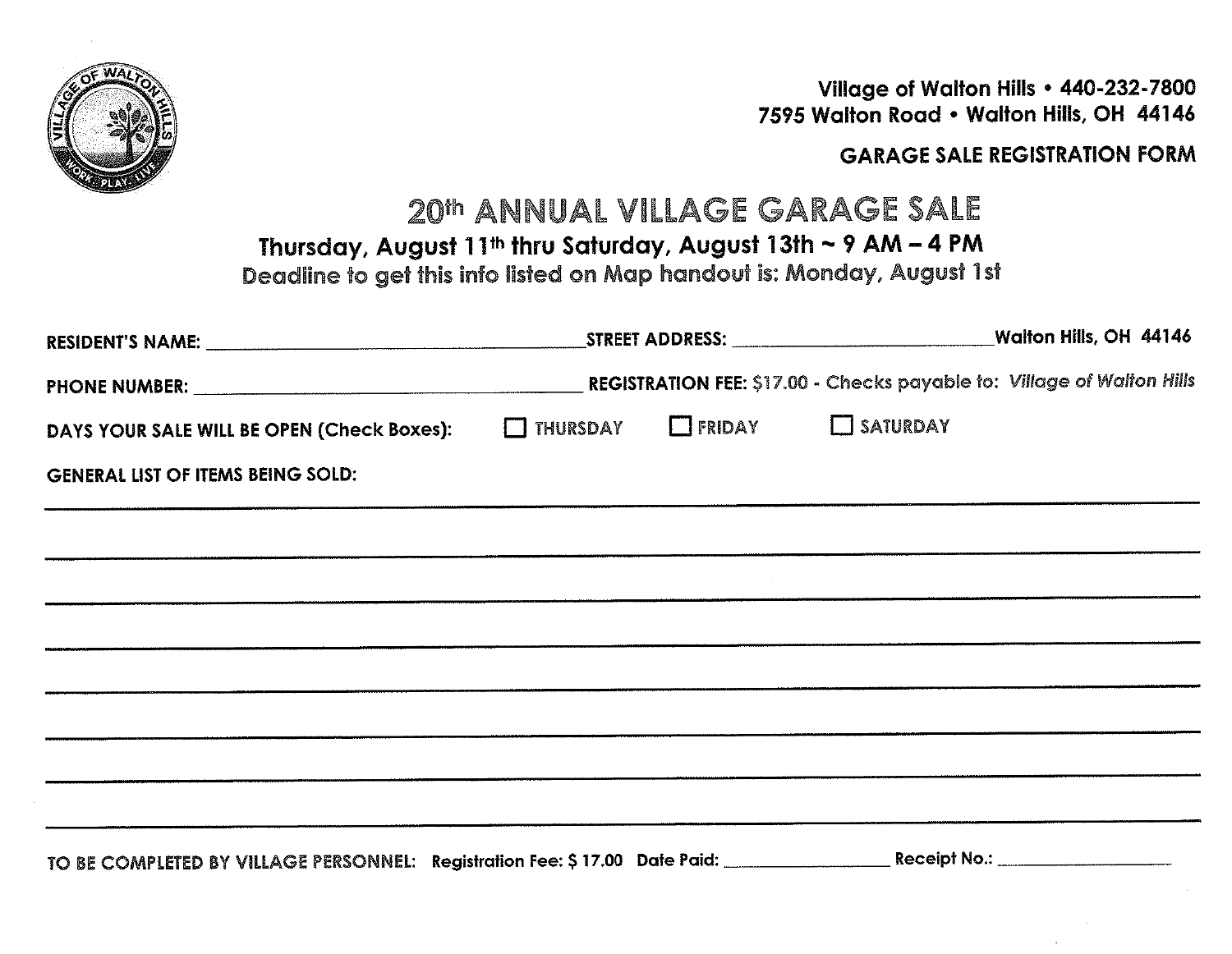Village of Walton Hills • 440-232-7800
7595 Walton Road • Walton Hills, OH 44146

**GARAGE SALE REGISTRATION FORM**

# 20th ANNUAL VILLAGE GARAGE SALE

## Thursday, August 11th thru Saturday, August 13th ~ 9 AM – 4 PM

Deadline to get this info listed on Map handout is: Monday, August 1st

**RESIDENT'S NAME:** ______________________ **STREET ADDRESS:** ______________________ Walton Hills, OH 44146

**PHONE NUMBER:** ______________________ **REGISTRATION FEE:** $17.00 - Checks payable to: *Village of Walton Hills*

**DAYS YOUR SALE WILL BE OPEN (Check Boxes):** ☐ THURSDAY ☐ FRIDAY ☐ SATURDAY

**GENERAL LIST OF ITEMS BEING SOLD:**

______________________________________________________________________

______________________________________________________________________

______________________________________________________________________

______________________________________________________________________

______________________________________________________________________

______________________________________________________________________

______________________________________________________________________

______________________________________________________________________

TO BE COMPLETED BY VILLAGE PERSONNEL: Registration Fee: $ 17.00 Date Paid: ______________ Receipt No.: ______________